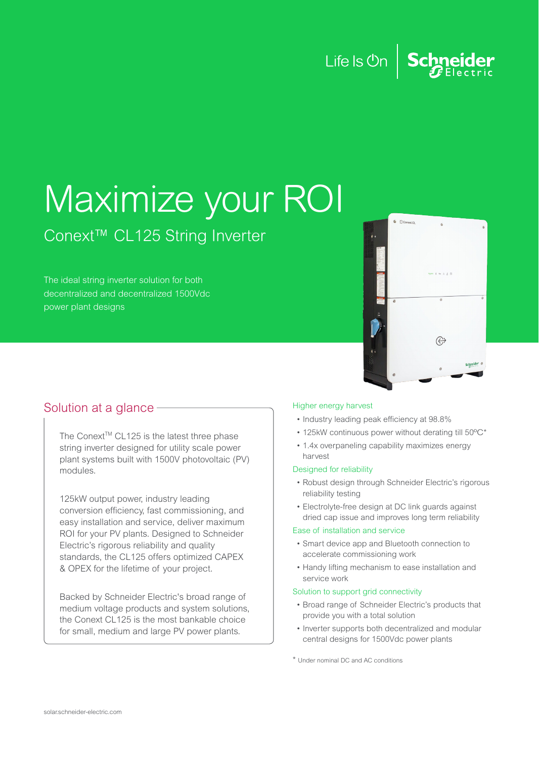# Maximize your ROI

## Conext™ CL125 String Inverter

The ideal string inverter solution for both decentralized and decentralized 1500Vdc power plant designs

## Solution at a glance

The Conext™ CL125 is the latest three phase string inverter designed for utility scale power plant systems built with 1500V photovoltaic (PV) modules.

125kW output power, industry leading conversion efficiency, fast commissioning, and easy installation and service, deliver maximum ROI for your PV plants. Designed to Schneider Electric's rigorous reliability and quality standards, the CL125 offers optimized CAPEX & OPEX for the lifetime of your project.

Backed by Schneider Electric's broad range of medium voltage products and system solutions, the Conext CL125 is the most bankable choice for small, medium and large PV power plants.

### Higher energy harvest

- Industry leading peak efficiency at 98.8%
- 125kW continuous power without derating till 50ºC*
- 1.4x overpaneling capability maximizes energy harvest

### Designed for reliability

- Robust design through Schneider Electric's rigorous reliability testing
- Electrolyte-free design at DC link guards against dried cap issue and improves long term reliability

### Ease of installation and service

- Smart device app and Bluetooth connection to accelerate commissioning work
- Handy lifting mechanism to ease installation and service work

### Solution to support grid connectivity

- Broad range of Schneider Electric's products that provide you with a total solution
- Inverter supports both decentralized and modular central designs for 1500Vdc power plants

\* Under nominal DC and AC conditions

solar.schneider-electric.com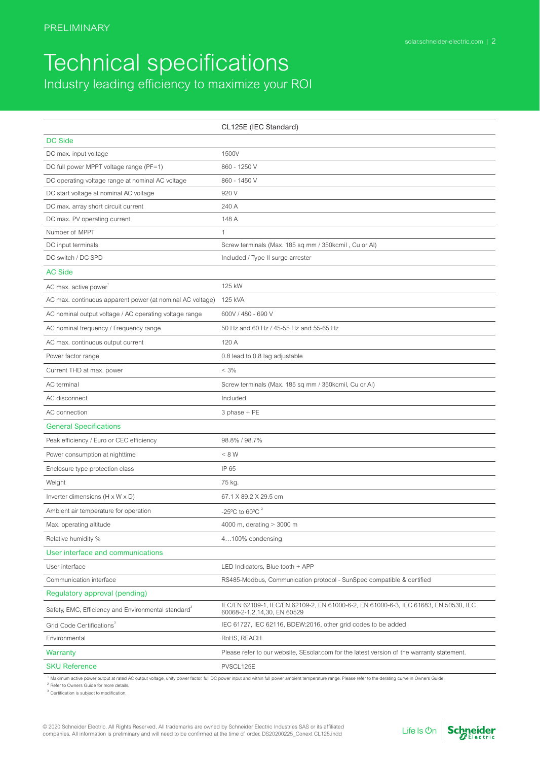PRELIMINARY

# Technical specifications

## Industry leading efficiency to maximize your ROI

| | CL125E (IEC Standard) |
|---|---|
| **DC Side** | |
| DC max. input voltage | 1500V |
| DC full power MPPT voltage range (PF=1) | 860 - 1250 V |
| DC operating voltage range at nominal AC voltage | 860 - 1450 V |
| DC start voltage at nominal AC voltage | 920 V |
| DC max. array short circuit current | 240 A |
| DC max. PV operating current | 148 A |
| Number of MPPT | 1 |
| DC input terminals | Screw terminals (Max. 185 sq mm / 350kcmil , Cu or Al) |
| DC switch / DC SPD | Included / Type II surge arrester |
| **AC Side** | |
| AC max. active power[1] | 125 kW |
| AC max. continuous apparent power (at nominal AC voltage) | 125 kVA |
| AC nominal output voltage / AC operating voltage range | 600V / 480 - 690 V |
| AC nominal frequency / Frequency range | 50 Hz and 60 Hz / 45-55 Hz and 55-65 Hz |
| AC max. continuous output current | 120 A |
| Power factor range | 0.8 lead to 0.8 lag adjustable |
| Current THD at max. power | < 3% |
| AC terminal | Screw terminals (Max. 185 sq mm / 350kcmil, Cu or Al) |
| AC disconnect | Included |
| AC connection | 3 phase + PE |
| **General Specifications** | |
| Peak efficiency / Euro or CEC efficiency | 98.8% / 98.7% |
| Power consumption at nighttime | < 8 W |
| Enclosure type protection class | IP 65 |
| Weight | 75 kg. |
| Inverter dimensions (H x W x D) | 67.1 X 89.2 X 29.5 cm |
| Ambient air temperature for operation | -25ºC to 60ºC [2] |
| Max. operating altitude | 4000 m, derating > 3000 m |
| Relative humidity % | 4…100% condensing |
| **User interface and communications** | |
| User interface | LED Indicators, Blue tooth + APP |
| Communication interface | RS485-Modbus, Communication protocol - SunSpec compatible & certified |
| **Regulatory approval (pending)** | |
| Safety, EMC, Efficiency and Environmental standard[3] | IEC/EN 62109-1, IEC/EN 62109-2, EN 61000-6-2, EN 61000-6-3, IEC 61683, EN 50530, IEC 60068-2-1,2,14,30, EN 60529 |
| Grid Code Certifications[3] | IEC 61727, IEC 62116, BDEW:2016, other grid codes to be added |
| Environmental | RoHS, REACH |
| **Warranty** | Please refer to our website, SEsolar.com for the latest version of the warranty statement. |
| **SKU Reference** | PVSCL125E |

[1] Maximum active power output at rated AC output voltage, unity power factor, full DC power input and within full power ambient temperature range. Please refer to the derating curve in Owners Guide.
[2] Refer to Owners Guide for more details.
[3] Certification is subject to modification.

© 2020 Schneider Electric. All Rights Reserved. All trademarks are owned by Schneider Electric Industries SAS or its affiliated companies. All information is preliminary and will need to be confirmed at the time of order. DS20200225_Conext CL125.indd